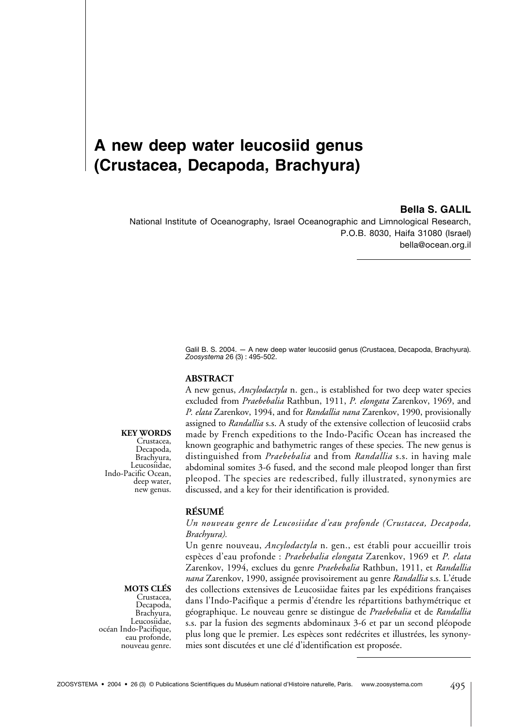# A new deep water leucosiid genus (Crustacea, Decapoda, Brachyura)

**Bella S. GALIL**

National Institute of Oceanography, Israel Oceanographic and Limnological Research,
P.O.B. 8030, Haifa 31080 (Israel)
bella@ocean.org.il

Galil B. S. 2004. — A new deep water leucosiid genus (Crustacea, Decapoda, Brachyura). *Zoosystema* 26 (3) : 495-502.

**KEY WORDS**
Crustacea,
Decapoda,
Brachyura,
Leucosiidae,
Indo-Pacific Ocean,
deep water,
new genus.

## ABSTRACT

A new genus, *Ancylodactyla* n. gen., is established for two deep water species excluded from *Praebebalia* Rathbun, 1911, *P. elongata* Zarenkov, 1969, and *P. elata* Zarenkov, 1994, and for *Randallia nana* Zarenkov, 1990, provisionally assigned to *Randallia* s.s. A study of the extensive collection of leucosiid crabs made by French expeditions to the Indo-Pacific Ocean has increased the known geographic and bathymetric ranges of these species. The new genus is distinguished from *Praebebalia* and from *Randallia* s.s. in having male abdominal somites 3-6 fused, and the second male pleopod longer than first pleopod. The species are redescribed, fully illustrated, synonymies are discussed, and a key for their identification is provided.

**MOTS CLÉS**
Crustacea,
Decapoda,
Brachyura,
Leucosiidae,
océan Indo-Pacifique,
eau profonde,
nouveau genre.

## RÉSUMÉ

*Un nouveau genre de Leucosiidae d'eau profonde (Crustacea, Decapoda, Brachyura).*

Un genre nouveau, *Ancylodactyla* n. gen., est établi pour accueillir trois espèces d'eau profonde : *Praebebalia elongata* Zarenkov, 1969 et *P. elata* Zarenkov, 1994, exclues du genre *Praebebalia* Rathbun, 1911, et *Randallia nana* Zarenkov, 1990, assignée provisoirement au genre *Randallia* s.s. L'étude des collections extensives de Leucosiidae faites par les expéditions françaises dans l'Indo-Pacifique a permis d'étendre les répartitions bathymétrique et géographique. Le nouveau genre se distingue de *Praebebalia* et de *Randallia* s.s. par la fusion des segments abdominaux 3-6 et par un second pléopode plus long que le premier. Les espèces sont redécrites et illustrées, les synonymies sont discutées et une clé d'identification est proposée.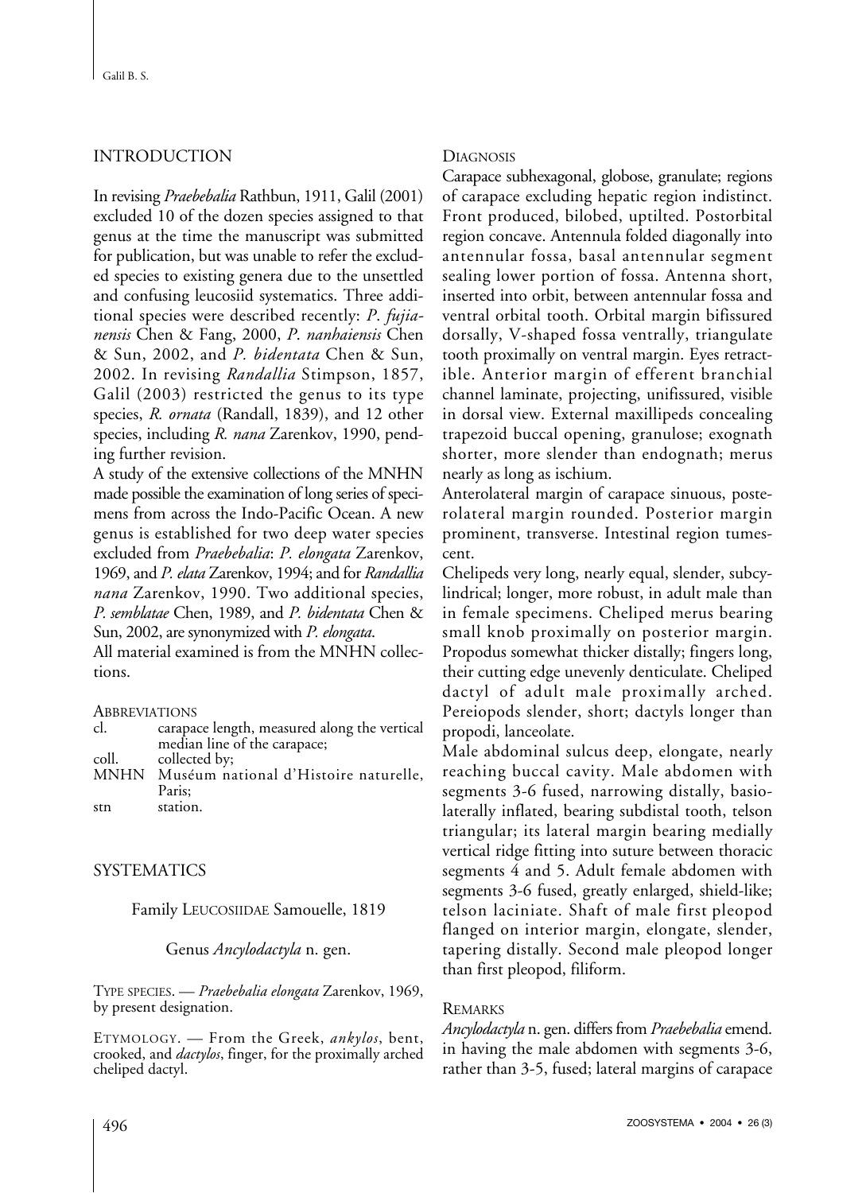## INTRODUCTION

In revising *Praebebalia* Rathbun, 1911, Galil (2001) excluded 10 of the dozen species assigned to that genus at the time the manuscript was submitted for publication, but was unable to refer the excluded species to existing genera due to the unsettled and confusing leucosiid systematics. Three additional species were described recently: *P. fujianensis* Chen & Fang, 2000, *P. nanhaiensis* Chen & Sun, 2002, and *P. bidentata* Chen & Sun, 2002. In revising *Randallia* Stimpson, 1857, Galil (2003) restricted the genus to its type species, *R. ornata* (Randall, 1839), and 12 other species, including *R. nana* Zarenkov, 1990, pending further revision.

A study of the extensive collections of the MNHN made possible the examination of long series of specimens from across the Indo-Pacific Ocean. A new genus is established for two deep water species excluded from *Praebebalia*: *P. elongata* Zarenkov, 1969, and *P. elata* Zarenkov, 1994; and for *Randallia nana* Zarenkov, 1990. Two additional species, *P. semblatae* Chen, 1989, and *P. bidentata* Chen & Sun, 2002, are synonymized with *P. elongata*.

All material examined is from the MNHN collections.

ABBREVIATIONS

| | |
|---|---|
| cl. | carapace length, measured along the vertical median line of the carapace; |
| coll. | collected by; |
| MNHN | Muséum national d'Histoire naturelle, Paris; |
| stn | station. |

## SYSTEMATICS

### Family LEUCOSIIDAE Samouelle, 1819

### Genus *Ancylodactyla* n. gen.

TYPE SPECIES. — *Praebebalia elongata* Zarenkov, 1969, by present designation.

ETYMOLOGY. — From the Greek, *ankylos*, bent, crooked, and *dactylos*, finger, for the proximally arched cheliped dactyl.

DIAGNOSIS

Carapace subhexagonal, globose, granulate; regions of carapace excluding hepatic region indistinct. Front produced, bilobed, uptilted. Postorbital region concave. Antennula folded diagonally into antennular fossa, basal antennular segment sealing lower portion of fossa. Antenna short, inserted into orbit, between antennular fossa and ventral orbital tooth. Orbital margin bifissured dorsally, V-shaped fossa ventrally, triangulate tooth proximally on ventral margin. Eyes retractible. Anterior margin of efferent branchial channel laminate, projecting, unifissured, visible in dorsal view. External maxillipeds concealing trapezoid buccal opening, granulose; exognath shorter, more slender than endognath; merus nearly as long as ischium.

Anterolateral margin of carapace sinuous, posterolateral margin rounded. Posterior margin prominent, transverse. Intestinal region tumescent.

Chelipeds very long, nearly equal, slender, subcylindrical; longer, more robust, in adult male than in female specimens. Cheliped merus bearing small knob proximally on posterior margin. Propodus somewhat thicker distally; fingers long, their cutting edge unevenly denticulate. Cheliped dactyl of adult male proximally arched. Pereiopods slender, short; dactyls longer than propodi, lanceolate.

Male abdominal sulcus deep, elongate, nearly reaching buccal cavity. Male abdomen with segments 3-6 fused, narrowing distally, basiolaterally inflated, bearing subdistal tooth, telson triangular; its lateral margin bearing medially vertical ridge fitting into suture between thoracic segments 4 and 5. Adult female abdomen with segments 3-6 fused, greatly enlarged, shield-like; telson laciniate. Shaft of male first pleopod flanged on interior margin, elongate, slender, tapering distally. Second male pleopod longer than first pleopod, filiform.

REMARKS

*Ancylodactyla* n. gen. differs from *Praebebalia* emend. in having the male abdomen with segments 3-6, rather than 3-5, fused; lateral margins of carapace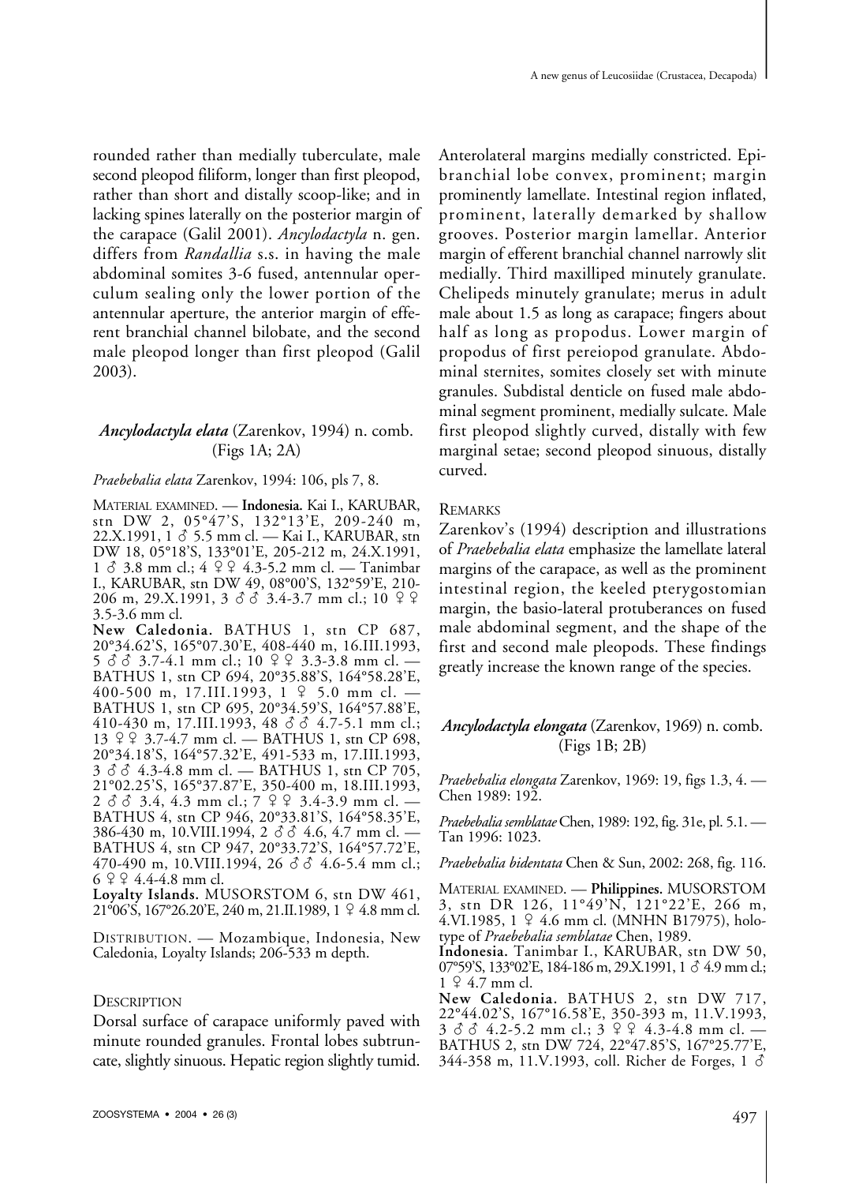rounded rather than medially tuberculate, male second pleopod filiform, longer than first pleopod, rather than short and distally scoop-like; and in lacking spines laterally on the posterior margin of the carapace (Galil 2001). *Ancylodactyla* n. gen. differs from *Randallia* s.s. in having the male abdominal somites 3-6 fused, antennular operculum sealing only the lower portion of the antennular aperture, the anterior margin of efferent branchial channel bilobate, and the second male pleopod longer than first pleopod (Galil 2003).

## *Ancylodactyla elata* (Zarenkov, 1994) n. comb. (Figs 1A; 2A)

*Praebebalia elata* Zarenkov, 1994: 106, pls 7, 8.

MATERIAL EXAMINED. — **Indonesia.** Kai I., KARUBAR, stn DW 2, 05°47'S, 132°13'E, 209-240 m, 22.X.1991, 1 ♂ 5.5 mm cl. — Kai I., KARUBAR, stn DW 18, 05°18'S, 133°01'E, 205-212 m, 24.X.1991, 1 ♂ 3.8 mm cl.; 4 ♀♀ 4.3-5.2 mm cl. — Tanimbar I., KARUBAR, stn DW 49, 08°00'S, 132°59'E, 210-206 m, 29.X.1991, 3 ♂♂ 3.4-3.7 mm cl.; 10 ♀♀ 3.5-3.6 mm cl.

**New Caledonia.** BATHUS 1, stn CP 687, 20°34.62'S, 165°07.30'E, 408-440 m, 16.III.1993, 5 ♂♂ 3.7-4.1 mm cl.; 10 ♀♀ 3.3-3.8 mm cl. — BATHUS 1, stn CP 694, 20°35.88'S, 164°58.28'E, 400-500 m, 17.III.1993, 1 ♀ 5.0 mm cl. — BATHUS 1, stn CP 695, 20°34.59'S, 164°57.88'E, 410-430 m, 17.III.1993, 48 ♂♂ 4.7-5.1 mm cl.; 13 ♀♀ 3.7-4.7 mm cl. — BATHUS 1, stn CP 698, 20°34.18'S, 164°57.32'E, 491-533 m, 17.III.1993, 3 ♂♂ 4.3-4.8 mm cl. — BATHUS 1, stn CP 705, 21°02.25'S, 165°37.87'E, 350-400 m, 18.III.1993, 2 ♂♂ 3.4, 4.3 mm cl.; 7 ♀♀ 3.4-3.9 mm cl. — BATHUS 4, stn CP 946, 20°33.81'S, 164°58.35'E, 386-430 m, 10.VIII.1994, 2 ♂♂ 4.6, 4.7 mm cl. — BATHUS 4, stn CP 947, 20°33.72'S, 164°57.72'E, 470-490 m, 10.VIII.1994, 26 ♂♂ 4.6-5.4 mm cl.; 6 ♀♀ 4.4-4.8 mm cl.

**Loyalty Islands.** MUSORSTOM 6, stn DW 461, 21°06'S, 167°26.20'E, 240 m, 21.II.1989, 1 ♀ 4.8 mm cl.

DISTRIBUTION. — Mozambique, Indonesia, New Caledonia, Loyalty Islands; 206-533 m depth.

### DESCRIPTION

Dorsal surface of carapace uniformly paved with minute rounded granules. Frontal lobes subtruncate, slightly sinuous. Hepatic region slightly tumid. Anterolateral margins medially constricted. Epibranchial lobe convex, prominent; margin prominently lamellate. Intestinal region inflated, prominent, laterally demarked by shallow grooves. Posterior margin lamellar. Anterior margin of efferent branchial channel narrowly slit medially. Third maxilliped minutely granulate. Chelipeds minutely granulate; merus in adult male about 1.5 as long as carapace; fingers about half as long as propodus. Lower margin of propodus of first pereiopod granulate. Abdominal sternites, somites closely set with minute granules. Subdistal denticle on fused male abdominal segment prominent, medially sulcate. Male first pleopod slightly curved, distally with few marginal setae; second pleopod sinuous, distally curved.

### REMARKS

Zarenkov's (1994) description and illustrations of *Praebebalia elata* emphasize the lamellate lateral margins of the carapace, as well as the prominent intestinal region, the keeled pterygostomian margin, the basio-lateral protuberances on fused male abdominal segment, and the shape of the first and second male pleopods. These findings greatly increase the known range of the species.

## *Ancylodactyla elongata* (Zarenkov, 1969) n. comb. (Figs 1B; 2B)

*Praebebalia elongata* Zarenkov, 1969: 19, figs 1.3, 4. — Chen 1989: 192.

*Praebebalia semblatae* Chen, 1989: 192, fig. 31e, pl. 5.1. — Tan 1996: 1023.

*Praebebalia bidentata* Chen & Sun, 2002: 268, fig. 116.

MATERIAL EXAMINED. — **Philippines.** MUSORSTOM 3, stn DR 126, 11°49'N, 121°22'E, 266 m, 4.VI.1985, 1 ♀ 4.6 mm cl. (MNHN B17975), holotype of *Praebebalia semblatae* Chen, 1989.

**Indonesia.** Tanimbar I., KARUBAR, stn DW 50, 07°59'S, 133°02'E, 184-186 m, 29.X.1991, 1 ♂ 4.9 mm cl.; 1 ♀ 4.7 mm cl.

**New Caledonia.** BATHUS 2, stn DW 717, 22°44.02'S, 167°16.58'E, 350-393 m, 11.V.1993, 3 ♂♂ 4.2-5.2 mm cl.; 3 ♀♀ 4.3-4.8 mm cl. — BATHUS 2, stn DW 724, 22°47.85'S, 167°25.77'E, 344-358 m, 11.V.1993, coll. Richer de Forges, 1 ♂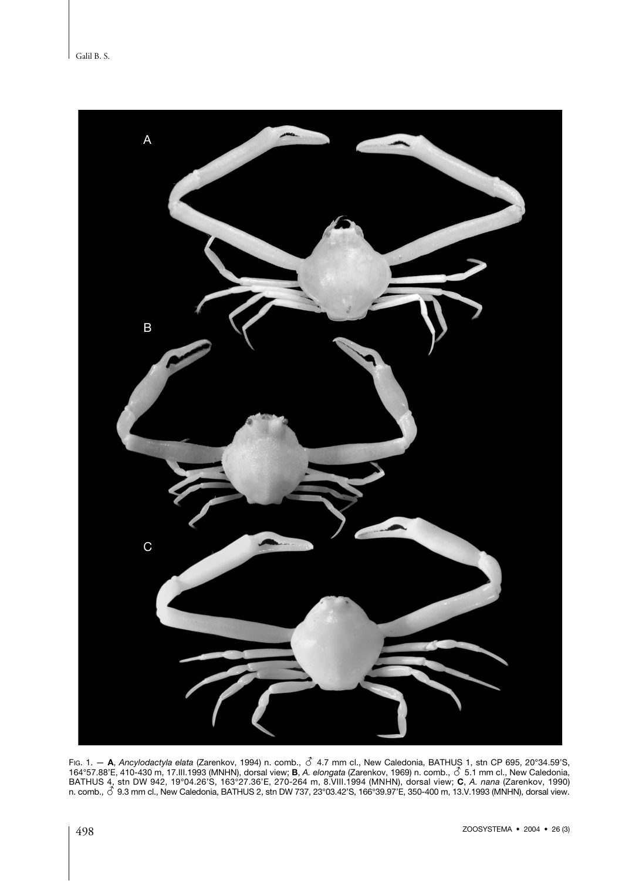FIG. 1. — **A**, *Ancylodactyla elata* (Zarenkov, 1994) n. comb., ♂ 4.7 mm cl., New Caledonia, BATHUS 1, stn CP 695, 20°34.59'S, 164°57.88'E, 410-430 m, 17.III.1993 (MNHN), dorsal view; **B**, *A. elongata* (Zarenkov, 1969) n. comb., ♂ 5.1 mm cl., New Caledonia, BATHUS 4, stn DW 942, 19°04.26'S, 163°27.36'E, 270-264 m, 8.VIII.1994 (MNHN), dorsal view; **C**, *A. nana* (Zarenkov, 1990) n. comb., ♂ 9.3 mm cl., New Caledonia, BATHUS 2, stn DW 737, 23°03.42'S, 166°39.97'E, 350-400 m, 13.V.1993 (MNHN), dorsal view.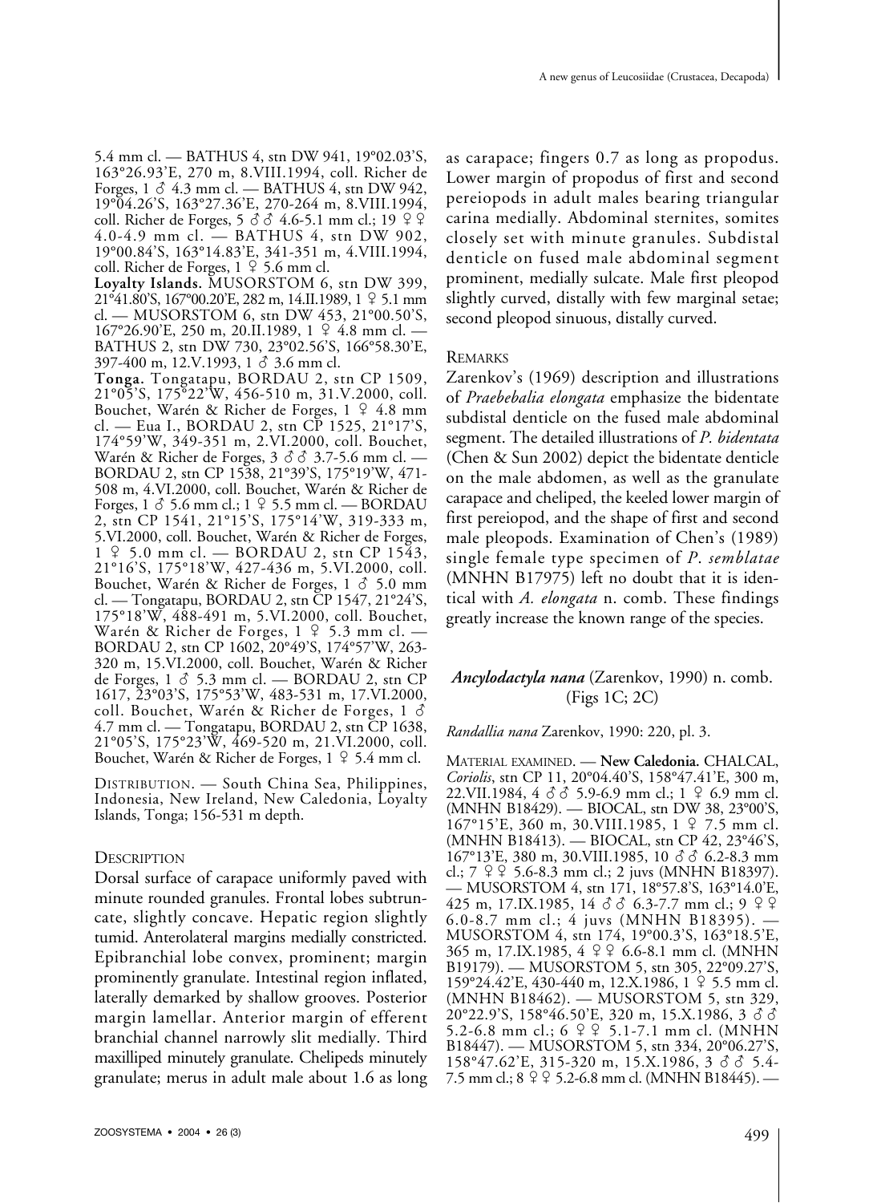5.4 mm cl. — BATHUS 4, stn DW 941, 19°02.03'S, 163°26.93'E, 270 m, 8.VIII.1994, coll. Richer de Forges, 1 ♂ 4.3 mm cl. — BATHUS 4, stn DW 942, 19°04.26'S, 163°27.36'E, 270-264 m, 8.VIII.1994, coll. Richer de Forges, 5 ♂♂ 4.6-5.1 mm cl.; 19 ♀♀ 4.0-4.9 mm cl. — BATHUS 4, stn DW 902, 19°00.84'S, 163°14.83'E, 341-351 m, 4.VIII.1994, coll. Richer de Forges, 1 ♀ 5.6 mm cl.

**Loyalty Islands.** MUSORSTOM 6, stn DW 399, 21°41.80'S, 167°00.20'E, 282 m, 14.II.1989, 1 ♀ 5.1 mm cl. — MUSORSTOM 6, stn DW 453, 21°00.50'S, 167°26.90'E, 250 m, 20.II.1989, 1 ♀ 4.8 mm cl. — BATHUS 2, stn DW 730, 23°02.56'S, 166°58.30'E, 397-400 m, 12.V.1993, 1 ♂ 3.6 mm cl.

**Tonga.** Tongatapu, BORDAU 2, stn CP 1509, 21°05'S, 175°22'W, 456-510 m, 31.V.2000, coll. Bouchet, Warén & Richer de Forges, 1 ♀ 4.8 mm cl. — Eua I., BORDAU 2, stn CP 1525, 21°17'S, 174°59'W, 349-351 m, 2.VI.2000, coll. Bouchet, Warén & Richer de Forges, 3 ♂♂ 3.7-5.6 mm cl. — BORDAU 2, stn CP 1538, 21°39'S, 175°19'W, 471-508 m, 4.VI.2000, coll. Bouchet, Warén & Richer de Forges, 1 ♂ 5.6 mm cl.; 1 ♀ 5.5 mm cl. — BORDAU 2, stn CP 1541, 21°15'S, 175°14'W, 319-333 m, 5.VI.2000, coll. Bouchet, Warén & Richer de Forges, 1 ♀ 5.0 mm cl. — BORDAU 2, stn CP 1543, 21°16'S, 175°18'W, 427-436 m, 5.VI.2000, coll. Bouchet, Warén & Richer de Forges, 1 ♂ 5.0 mm cl. — Tongatapu, BORDAU 2, stn CP 1547, 21°24'S, 175°18'W, 488-491 m, 5.VI.2000, coll. Bouchet, Warén & Richer de Forges, 1 ♀ 5.3 mm cl. — BORDAU 2, stn CP 1602, 20°49'S, 174°57'W, 263-320 m, 15.VI.2000, coll. Bouchet, Warén & Richer de Forges, 1 ♂ 5.3 mm cl. — BORDAU 2, stn CP 1617, 23°03'S, 175°53'W, 483-531 m, 17.VI.2000, coll. Bouchet, Warén & Richer de Forges, 1 ♂ 4.7 mm cl. — Tongatapu, BORDAU 2, stn CP 1638, 21°05'S, 175°23'W, 469-520 m, 21.VI.2000, coll. Bouchet, Warén & Richer de Forges, 1 ♀ 5.4 mm cl.

DISTRIBUTION. — South China Sea, Philippines, Indonesia, New Ireland, New Caledonia, Loyalty Islands, Tonga; 156-531 m depth.

### DESCRIPTION

Dorsal surface of carapace uniformly paved with minute rounded granules. Frontal lobes subtruncate, slightly concave. Hepatic region slightly tumid. Anterolateral margins medially constricted. Epibranchial lobe convex, prominent; margin prominently granulate. Intestinal region inflated, laterally demarked by shallow grooves. Posterior margin lamellar. Anterior margin of efferent branchial channel narrowly slit medially. Third maxilliped minutely granulate. Chelipeds minutely granulate; merus in adult male about 1.6 as long as carapace; fingers 0.7 as long as propodus. Lower margin of propodus of first and second pereiopods in adult males bearing triangular carina medially. Abdominal sternites, somites closely set with minute granules. Subdistal denticle on fused male abdominal segment prominent, medially sulcate. Male first pleopod slightly curved, distally with few marginal setae; second pleopod sinuous, distally curved.

### REMARKS

Zarenkov's (1969) description and illustrations of *Praebebalia elongata* emphasize the bidentate subdistal denticle on the fused male abdominal segment. The detailed illustrations of *P. bidentata* (Chen & Sun 2002) depict the bidentate denticle on the male abdomen, as well as the granulate carapace and cheliped, the keeled lower margin of first pereiopod, and the shape of first and second male pleopods. Examination of Chen's (1989) single female type specimen of *P. semblatae* (MNHN B17975) left no doubt that it is identical with *A. elongata* n. comb. These findings greatly increase the known range of the species.

## *Ancylodactyla nana* (Zarenkov, 1990) n. comb. (Figs 1C; 2C)

*Randallia nana* Zarenkov, 1990: 220, pl. 3.

MATERIAL EXAMINED. — **New Caledonia.** CHALCAL, *Coriolis*, stn CP 11, 20°04.40'S, 158°47.41'E, 300 m, 22.VII.1984, 4 ♂♂ 5.9-6.9 mm cl.; 1 ♀ 6.9 mm cl. (MNHN B18429). — BIOCAL, stn DW 38, 23°00'S, 167°15'E, 360 m, 30.VIII.1985, 1 ♀ 7.5 mm cl. (MNHN B18413). — BIOCAL, stn CP 42, 23°46'S, 167°13'E, 380 m, 30.VIII.1985, 10 ♂♂ 6.2-8.3 mm cl.; 7 ♀♀ 5.6-8.3 mm cl.; 2 juvs (MNHN B18397). — MUSORSTOM 4, stn 171, 18°57.8'S, 163°14.0'E, 425 m, 17.IX.1985, 14 ♂♂ 6.3-7.7 mm cl.; 9 ♀♀ 6.0-8.7 mm cl.; 4 juvs (MNHN B18395). — MUSORSTOM 4, stn 174, 19°00.3'S, 163°18.5'E, 365 m, 17.IX.1985, 4 ♀♀ 6.6-8.1 mm cl. (MNHN B19179). — MUSORSTOM 5, stn 305, 22°09.27'S, 159°24.42'E, 430-440 m, 12.X.1986, 1 ♀ 5.5 mm cl. (MNHN B18462). — MUSORSTOM 5, stn 329, 20°22.9'S, 158°46.50'E, 320 m, 15.X.1986, 3 ♂♂ 5.2-6.8 mm cl.; 6 ♀♀ 5.1-7.1 mm cl. (MNHN B18447). — MUSORSTOM 5, stn 334, 20°06.27'S, 158°47.62'E, 315-320 m, 15.X.1986, 3 ♂♂ 5.4-7.5 mm cl.; 8 ♀♀ 5.2-6.8 mm cl. (MNHN B18445). —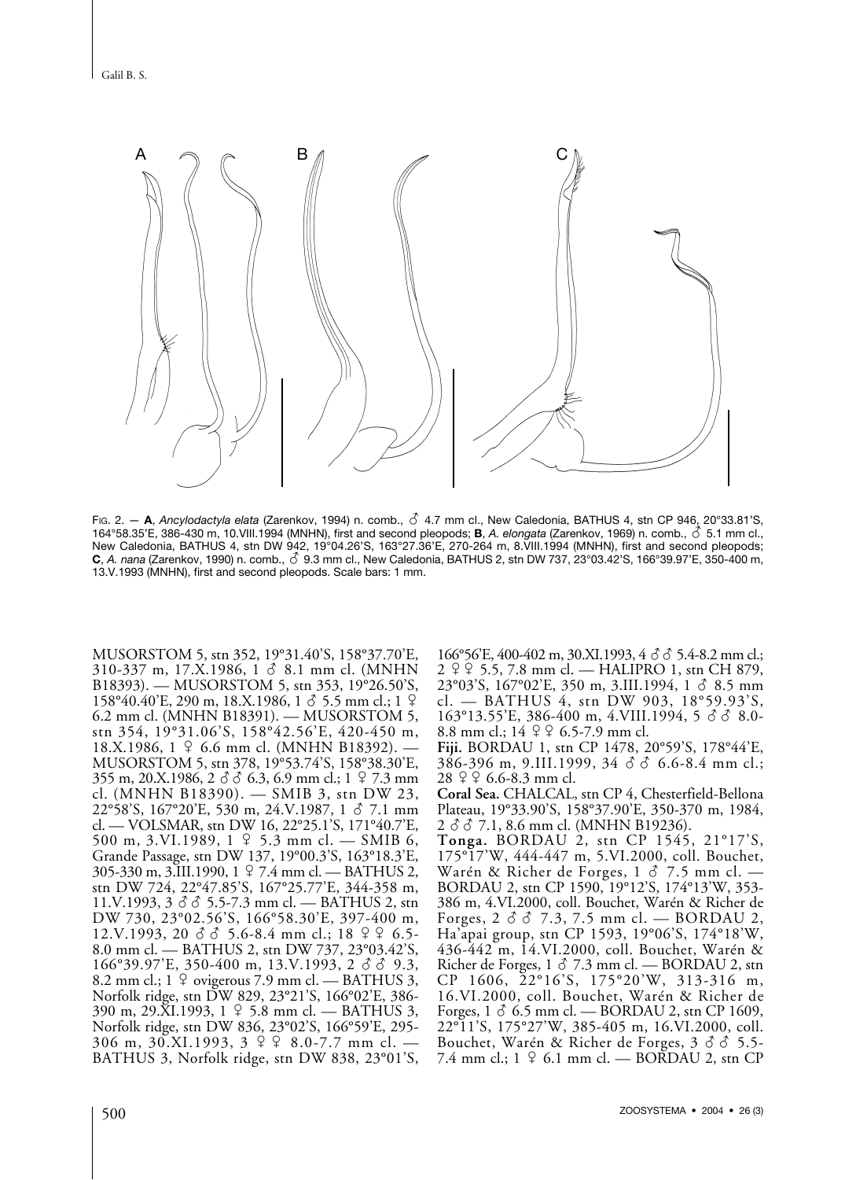FIG. 2. — **A**, *Ancylodactyla elata* (Zarenkov, 1994) n. comb., ♂ 4.7 mm cl., New Caledonia, BATHUS 4, stn CP 946, 20°33.81'S, 164°58.35'E, 386-430 m, 10.VIII.1994 (MNHN), first and second pleopods; **B**, *A. elongata* (Zarenkov, 1969) n. comb., ♂ 5.1 mm cl., New Caledonia, BATHUS 4, stn DW 942, 19°04.26'S, 163°27.36'E, 270-264 m, 8.VIII.1994 (MNHN), first and second pleopods; **C**, *A. nana* (Zarenkov, 1990) n. comb., ♂ 9.3 mm cl., New Caledonia, BATHUS 2, stn DW 737, 23°03.42'S, 166°39.97'E, 350-400 m, 13.V.1993 (MNHN), first and second pleopods. Scale bars: 1 mm.

MUSORSTOM 5, stn 352, 19°31.40'S, 158°37.70'E, 310-337 m, 17.X.1986, 1 ♂ 8.1 mm cl. (MNHN B18393). — MUSORSTOM 5, stn 353, 19°26.50'S, 158°40.40'E, 290 m, 18.X.1986, 1 ♂ 5.5 mm cl.; 1 ♀ 6.2 mm cl. (MNHN B18391). — MUSORSTOM 5, stn 354, 19°31.06'S, 158°42.56'E, 420-450 m, 18.X.1986, 1 ♀ 6.6 mm cl. (MNHN B18392). — MUSORSTOM 5, stn 378, 19°53.74'S, 158°38.30'E, 355 m, 20.X.1986, 2 ♂♂ 6.3, 6.9 mm cl.; 1 ♀ 7.3 mm cl. (MNHN B18390). — SMIB 3, stn DW 23, 22°58'S, 167°20'E, 530 m, 24.V.1987, 1 ♂ 7.1 mm cl. — VOLSMAR, stn DW 16, 22°25.1'S, 171°40.7'E, 500 m, 3.VI.1989, 1 ♀ 5.3 mm cl. — SMIB 6, Grande Passage, stn DW 137, 19°00.3'S, 163°18.3'E, 305-330 m, 3.III.1990, 1 ♀ 7.4 mm cl. — BATHUS 2, stn DW 724, 22°47.85'S, 167°25.77'E, 344-358 m, 11.V.1993, 3 ♂♂ 5.5-7.3 mm cl. — BATHUS 2, stn DW 730, 23°02.56'S, 166°58.30'E, 397-400 m, 12.V.1993, 20 ♂♂ 5.6-8.4 mm cl.; 18 ♀♀ 6.5-8.0 mm cl. — BATHUS 2, stn DW 737, 23°03.42'S, 166°39.97'E, 350-400 m, 13.V.1993, 2 ♂♂ 9.3, 8.2 mm cl.; 1 ♀ ovigerous 7.9 mm cl. — BATHUS 3, Norfolk ridge, stn DW 829, 23°21'S, 166°02'E, 386-390 m, 29.XI.1993, 1 ♀ 5.8 mm cl. — BATHUS 3, Norfolk ridge, stn DW 836, 23°02'S, 166°59'E, 295-306 m, 30.XI.1993, 3 ♀♀ 8.0-7.7 mm cl. — BATHUS 3, Norfolk ridge, stn DW 838, 23°01'S, 166°56'E, 400-402 m, 30.XI.1993, 4 ♂♂ 5.4-8.2 mm cl.; 2 ♀♀ 5.5, 7.8 mm cl. — HALIPRO 1, stn CH 879, 23°03'S, 167°02'E, 350 m, 3.III.1994, 1 ♂ 8.5 mm cl. — BATHUS 4, stn DW 903, 18°59.93'S, 163°13.55'E, 386-400 m, 4.VIII.1994, 5 ♂♂ 8.0-8.8 mm cl.; 14 ♀♀ 6.5-7.9 mm cl.

**Fiji.** BORDAU 1, stn CP 1478, 20°59'S, 178°44'E, 386-396 m, 9.III.1999, 34 ♂♂ 6.6-8.4 mm cl.; 28 ♀♀ 6.6-8.3 mm cl.

**Coral Sea.** CHALCAL, stn CP 4, Chesterfield-Bellona Plateau, 19°33.90'S, 158°37.90'E, 350-370 m, 1984, 2 ♂♂ 7.1, 8.6 mm cl. (MNHN B19236).

**Tonga.** BORDAU 2, stn CP 1545, 21°17'S, 175°17'W, 444-447 m, 5.VI.2000, coll. Bouchet, Warén & Richer de Forges, 1 ♂ 7.5 mm cl. — BORDAU 2, stn CP 1590, 19°12'S, 174°13'W, 353-386 m, 4.VI.2000, coll. Bouchet, Warén & Richer de Forges, 2 ♂♂ 7.3, 7.5 mm cl. — BORDAU 2, Ha'apai group, stn CP 1593, 19°06'S, 174°18'W, 436-442 m, 14.VI.2000, coll. Bouchet, Warén & Richer de Forges, 1 ♂ 7.3 mm cl. — BORDAU 2, stn CP 1606, 22°16'S, 175°20'W, 313-316 m, 16.VI.2000, coll. Bouchet, Warén & Richer de Forges, 1 ♂ 6.5 mm cl. — BORDAU 2, stn CP 1609, 22°11'S, 175°27'W, 385-405 m, 16.VI.2000, coll. Bouchet, Warén & Richer de Forges, 3 ♂♂ 5.5-7.4 mm cl.; 1 ♀ 6.1 mm cl. — BORDAU 2, stn CP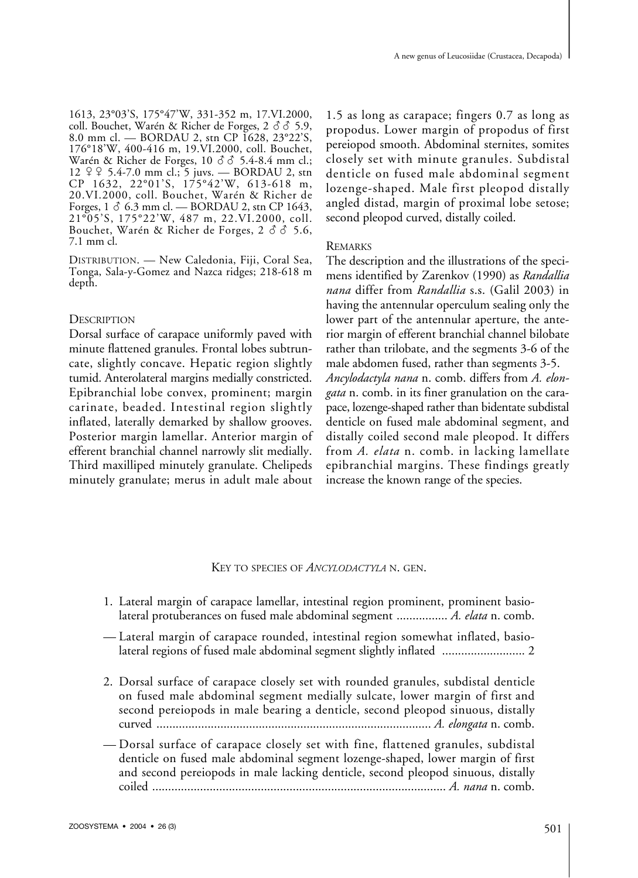1613, 23°03'S, 175°47'W, 331-352 m, 17.VI.2000, coll. Bouchet, Warén & Richer de Forges, 2 ♂♂ 5.9, 8.0 mm cl. — BORDAU 2, stn CP 1628, 23°22'S, 176°18'W, 400-416 m, 19.VI.2000, coll. Bouchet, Warén & Richer de Forges, 10 ♂♂ 5.4-8.4 mm cl.; 12 ♀♀ 5.4-7.0 mm cl.; 5 juvs. — BORDAU 2, stn CP 1632, 22°01'S, 175°42'W, 613-618 m, 20.VI.2000, coll. Bouchet, Warén & Richer de Forges, 1 ♂ 6.3 mm cl. — BORDAU 2, stn CP 1643, 21°05'S, 175°22'W, 487 m, 22.VI.2000, coll. Bouchet, Warén & Richer de Forges, 2 ♂♂ 5.6, 7.1 mm cl.

DISTRIBUTION. — New Caledonia, Fiji, Coral Sea, Tonga, Sala-y-Gomez and Nazca ridges; 218-618 m depth.

### DESCRIPTION

Dorsal surface of carapace uniformly paved with minute flattened granules. Frontal lobes subtruncate, slightly concave. Hepatic region slightly tumid. Anterolateral margins medially constricted. Epibranchial lobe convex, prominent; margin carinate, beaded. Intestinal region slightly inflated, laterally demarked by shallow grooves. Posterior margin lamellar. Anterior margin of efferent branchial channel narrowly slit medially. Third maxilliped minutely granulate. Chelipeds minutely granulate; merus in adult male about 1.5 as long as carapace; fingers 0.7 as long as propodus. Lower margin of propodus of first pereiopod smooth. Abdominal sternites, somites closely set with minute granules. Subdistal denticle on fused male abdominal segment lozenge-shaped. Male first pleopod distally angled distad, margin of proximal lobe setose; second pleopod curved, distally coiled.

### REMARKS

The description and the illustrations of the specimens identified by Zarenkov (1990) as *Randallia nana* differ from *Randallia* s.s. (Galil 2003) in having the antennular operculum sealing only the lower part of the antennular aperture, the anterior margin of efferent branchial channel bilobate rather than trilobate, and the segments 3-6 of the male abdomen fused, rather than segments 3-5. *Ancylodactyla nana* n. comb. differs from *A. elongata* n. comb. in its finer granulation on the carapace, lozenge-shaped rather than bidentate subdistal denticle on fused male abdominal segment, and distally coiled second male pleopod. It differs from *A. elata* n. comb. in lacking lamellate epibranchial margins. These findings greatly increase the known range of the species.

## KEY TO SPECIES OF *ANCYLODACTYLA* N. GEN.

1. Lateral margin of carapace lamellar, intestinal region prominent, prominent basiolateral protuberances on fused male abdominal segment ................ *A. elata* n. comb.

— Lateral margin of carapace rounded, intestinal region somewhat inflated, basiolateral regions of fused male abdominal segment slightly inflated .......................... 2

2. Dorsal surface of carapace closely set with rounded granules, subdistal denticle on fused male abdominal segment medially sulcate, lower margin of first and second pereiopods in male bearing a denticle, second pleopod sinuous, distally curved ...................................................................................... *A. elongata* n. comb.

— Dorsal surface of carapace closely set with fine, flattened granules, subdistal denticle on fused male abdominal segment lozenge-shaped, lower margin of first and second pereiopods in male lacking denticle, second pleopod sinuous, distally coiled ........................................................................................... *A. nana* n. comb.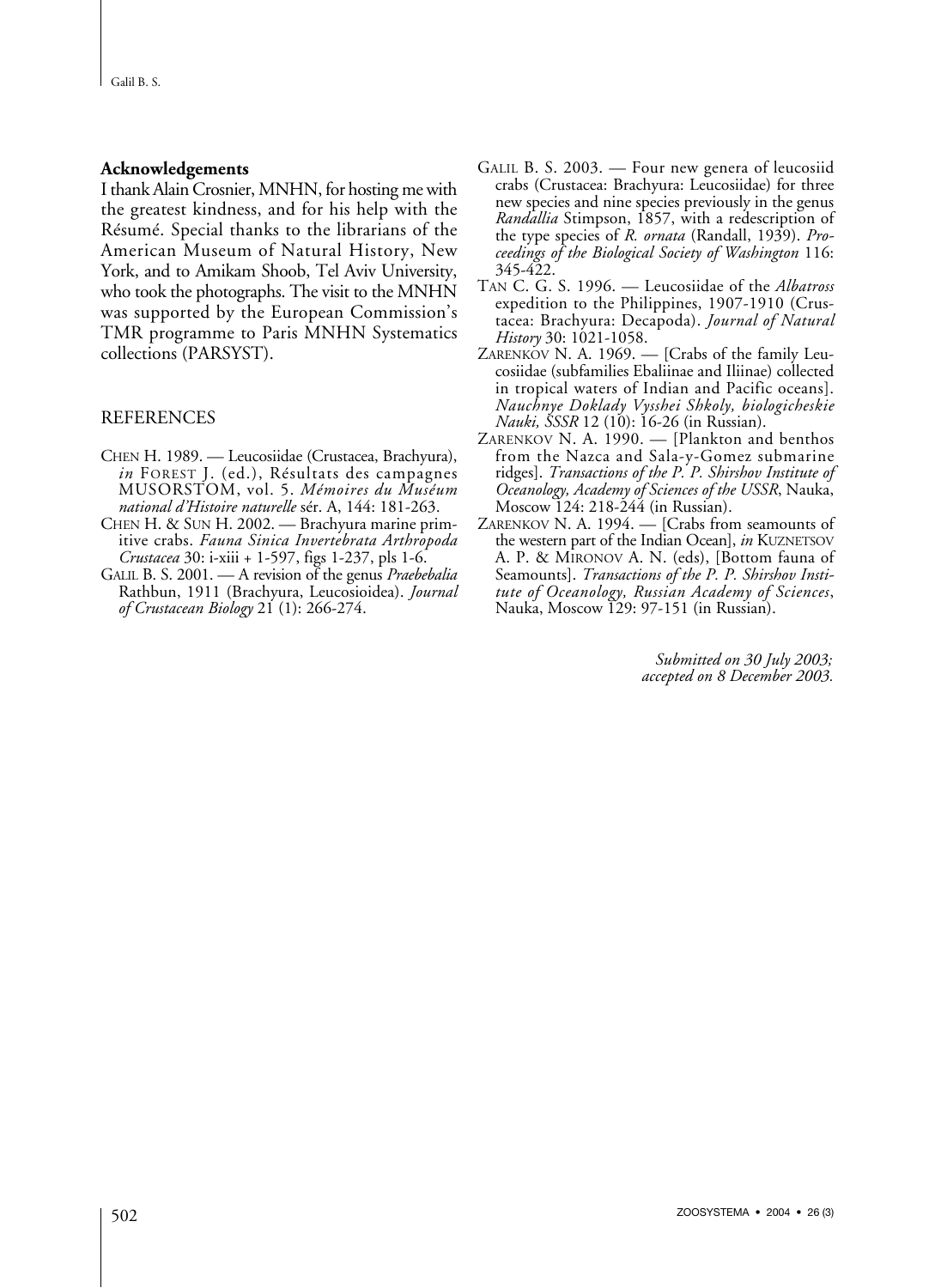## Acknowledgements

I thank Alain Crosnier, MNHN, for hosting me with the greatest kindness, and for his help with the Résumé. Special thanks to the librarians of the American Museum of Natural History, New York, and to Amikam Shoob, Tel Aviv University, who took the photographs. The visit to the MNHN was supported by the European Commission's TMR programme to Paris MNHN Systematics collections (PARSYST).

## REFERENCES

CHEN H. 1989. — Leucosiidae (Crustacea, Brachyura), *in* FOREST J. (ed.), Résultats des campagnes MUSORSTOM, vol. 5. *Mémoires du Muséum national d'Histoire naturelle* sér. A, 144: 181-263.

CHEN H. & SUN H. 2002. — Brachyura marine primitive crabs. *Fauna Sinica Invertebrata Arthropoda Crustacea* 30: i-xiii + 1-597, figs 1-237, pls 1-6.

GALIL B. S. 2001. — A revision of the genus *Praebebalia* Rathbun, 1911 (Brachyura, Leucosioidea). *Journal of Crustacean Biology* 21 (1): 266-274.

GALIL B. S. 2003. — Four new genera of leucosiid crabs (Crustacea: Brachyura: Leucosiidae) for three new species and nine species previously in the genus *Randallia* Stimpson, 1857, with a redescription of the type species of *R. ornata* (Randall, 1939). *Proceedings of the Biological Society of Washington* 116: 345-422.

TAN C. G. S. 1996. — Leucosiidae of the *Albatross* expedition to the Philippines, 1907-1910 (Crustacea: Brachyura: Decapoda). *Journal of Natural History* 30: 1021-1058.

ZARENKOV N. A. 1969. — [Crabs of the family Leucosiidae (subfamilies Ebaliinae and Iliinae) collected in tropical waters of Indian and Pacific oceans]. *Nauchnye Doklady Vysshei Shkoly, biologicheskie Nauki, SSSR* 12 (10): 16-26 (in Russian).

ZARENKOV N. A. 1990. — [Plankton and benthos from the Nazca and Sala-y-Gomez submarine ridges]. *Transactions of the P. P. Shirshov Institute of Oceanology, Academy of Sciences of the USSR*, Nauka, Moscow 124: 218-244 (in Russian).

ZARENKOV N. A. 1994. — [Crabs from seamounts of the western part of the Indian Ocean], *in* KUZNETSOV A. P. & MIRONOV A. N. (eds), [Bottom fauna of Seamounts]. *Transactions of the P. P. Shirshov Institute of Oceanology, Russian Academy of Sciences*, Nauka, Moscow 129: 97-151 (in Russian).

*Submitted on 30 July 2003;*
*accepted on 8 December 2003.*